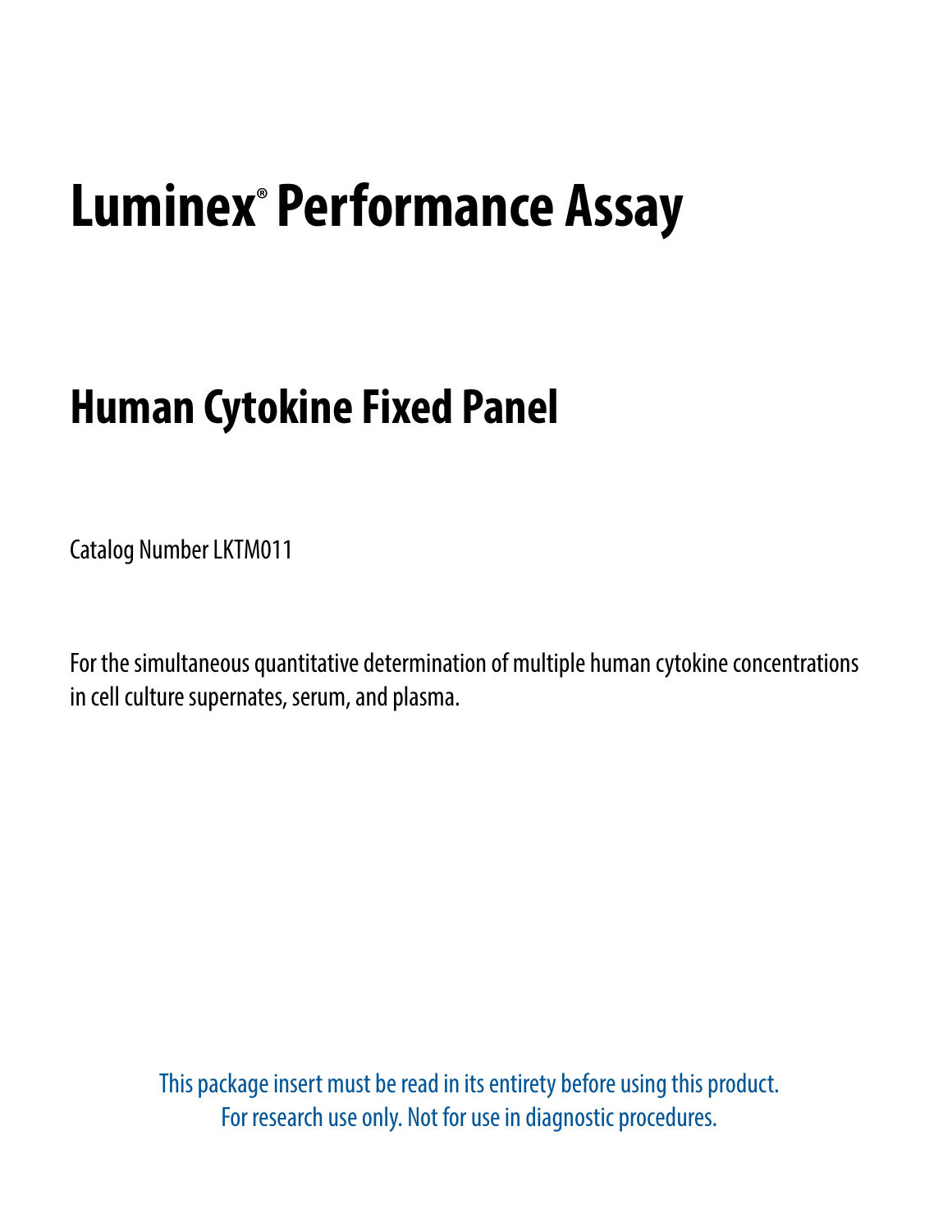# Luminex® Performance Assay

## Human Cytokine Fixed Panel

Catalog Number LKTM011

For the simultaneous quantitative determination of multiple human cytokine concentrations in cell culture supernates, serum, and plasma.

This package insert must be read in its entirety before using this product.
For research use only. Not for use in diagnostic procedures.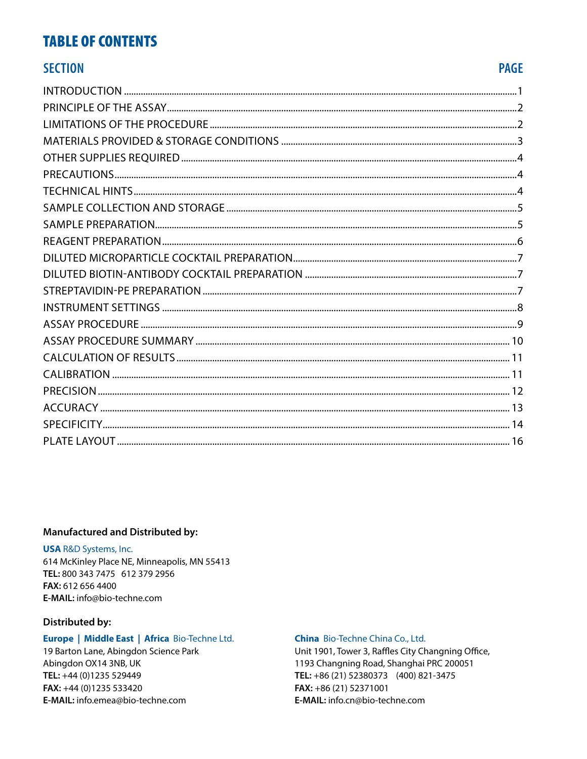# TABLE OF CONTENTS

| SECTION | PAGE |
| --- | --- |
| INTRODUCTION | 1 |
| PRINCIPLE OF THE ASSAY | 2 |
| LIMITATIONS OF THE PROCEDURE | 2 |
| MATERIALS PROVIDED & STORAGE CONDITIONS | 3 |
| OTHER SUPPLIES REQUIRED | 4 |
| PRECAUTIONS | 4 |
| TECHNICAL HINTS | 4 |
| SAMPLE COLLECTION AND STORAGE | 5 |
| SAMPLE PREPARATION | 5 |
| REAGENT PREPARATION | 6 |
| DILUTED MICROPARTICLE COCKTAIL PREPARATION | 7 |
| DILUTED BIOTIN-ANTIBODY COCKTAIL PREPARATION | 7 |
| STREPTAVIDIN-PE PREPARATION | 7 |
| INSTRUMENT SETTINGS | 8 |
| ASSAY PROCEDURE | 9 |
| ASSAY PROCEDURE SUMMARY | 10 |
| CALCULATION OF RESULTS | 11 |
| CALIBRATION | 11 |
| PRECISION | 12 |
| ACCURACY | 13 |
| SPECIFICITY | 14 |
| PLATE LAYOUT | 16 |

**Manufactured and Distributed by:**

**USA** R&D Systems, Inc.
614 McKinley Place NE, Minneapolis, MN 55413
**TEL:** 800 343 7475 612 379 2956
**FAX:** 612 656 4400
**E-MAIL:** info@bio-techne.com

**Distributed by:**

**Europe | Middle East | Africa** Bio-Techne Ltd.
19 Barton Lane, Abingdon Science Park
Abingdon OX14 3NB, UK
**TEL:** +44 (0)1235 529449
**FAX:** +44 (0)1235 533420
**E-MAIL:** info.emea@bio-techne.com

**China** Bio-Techne China Co., Ltd.
Unit 1901, Tower 3, Raffles City Changning Office,
1193 Changning Road, Shanghai PRC 200051
**TEL:** +86 (21) 52380373 (400) 821-3475
**FAX:** +86 (21) 52371001
**E-MAIL:** info.cn@bio-techne.com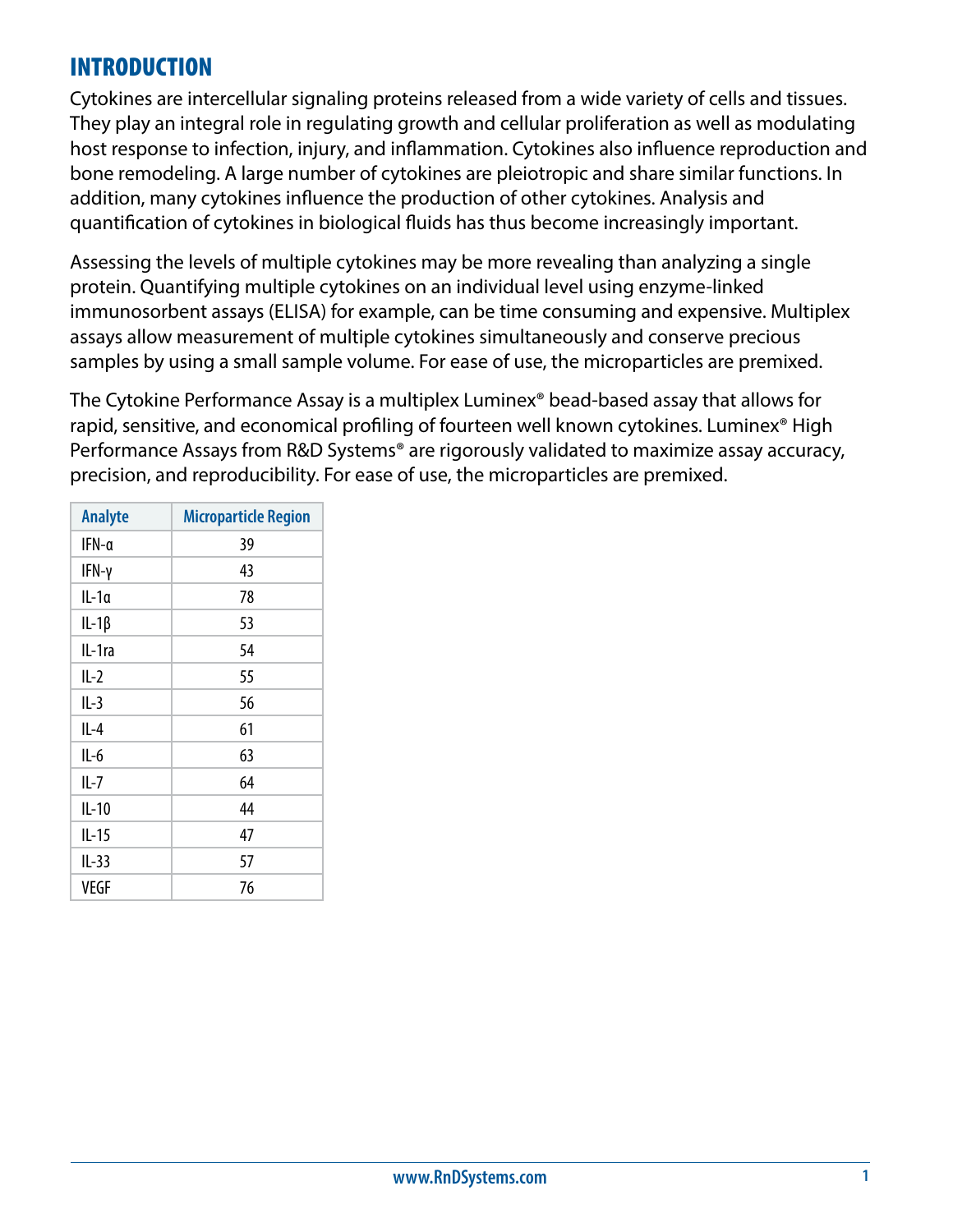## INTRODUCTION

Cytokines are intercellular signaling proteins released from a wide variety of cells and tissues. They play an integral role in regulating growth and cellular proliferation as well as modulating host response to infection, injury, and inflammation. Cytokines also influence reproduction and bone remodeling. A large number of cytokines are pleiotropic and share similar functions. In addition, many cytokines influence the production of other cytokines. Analysis and quantification of cytokines in biological fluids has thus become increasingly important.

Assessing the levels of multiple cytokines may be more revealing than analyzing a single protein. Quantifying multiple cytokines on an individual level using enzyme-linked immunosorbent assays (ELISA) for example, can be time consuming and expensive. Multiplex assays allow measurement of multiple cytokines simultaneously and conserve precious samples by using a small sample volume. For ease of use, the microparticles are premixed.

The Cytokine Performance Assay is a multiplex Luminex® bead-based assay that allows for rapid, sensitive, and economical profiling of fourteen well known cytokines. Luminex® High Performance Assays from R&D Systems® are rigorously validated to maximize assay accuracy, precision, and reproducibility. For ease of use, the microparticles are premixed.

| Analyte | Microparticle Region |
| --- | --- |
| IFN-α | 39 |
| IFN-γ | 43 |
| IL-1α | 78 |
| IL-1β | 53 |
| IL-1ra | 54 |
| IL-2 | 55 |
| IL-3 | 56 |
| IL-4 | 61 |
| IL-6 | 63 |
| IL-7 | 64 |
| IL-10 | 44 |
| IL-15 | 47 |
| IL-33 | 57 |
| VEGF | 76 |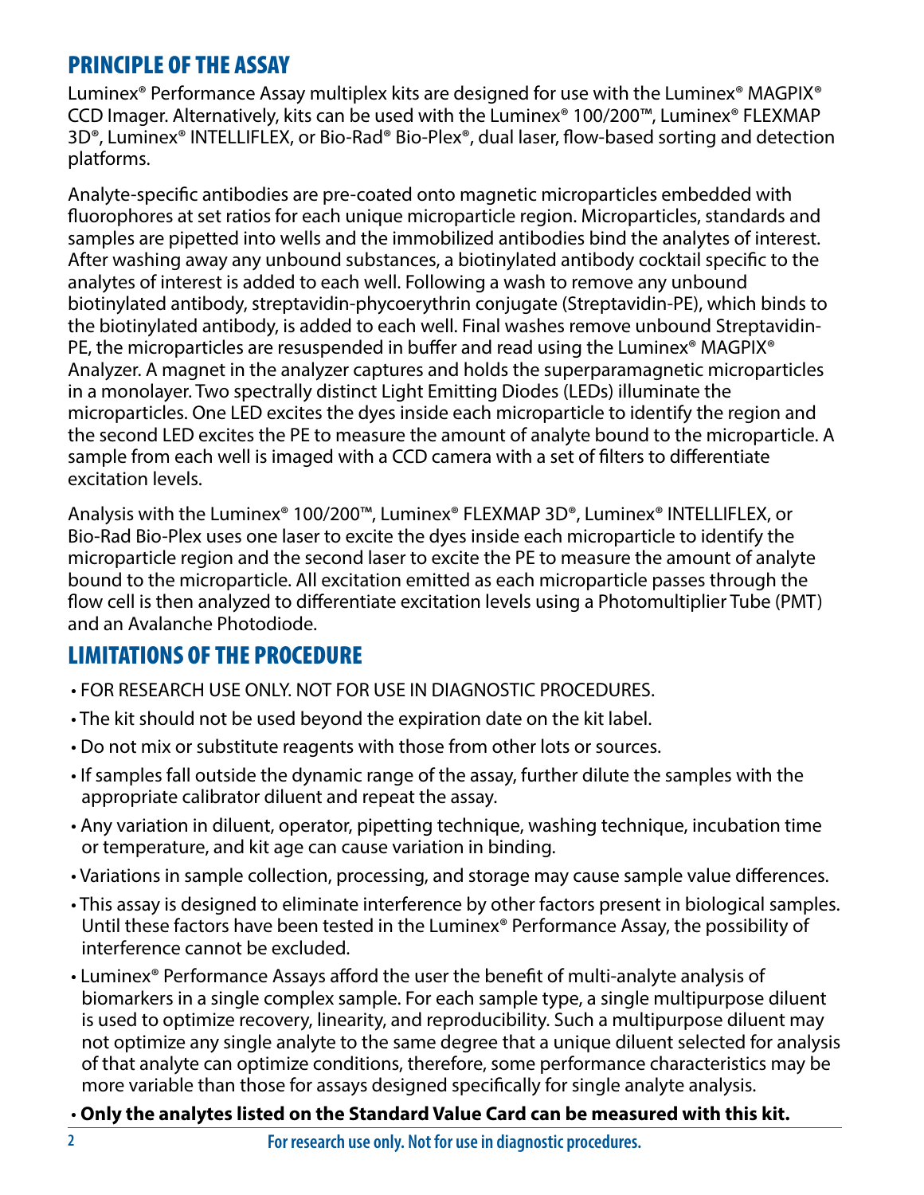## PRINCIPLE OF THE ASSAY

Luminex® Performance Assay multiplex kits are designed for use with the Luminex® MAGPIX® CCD Imager. Alternatively, kits can be used with the Luminex® 100/200™, Luminex® FLEXMAP 3D®, Luminex® INTELLIFLEX, or Bio-Rad® Bio-Plex®, dual laser, flow-based sorting and detection platforms.

Analyte-specific antibodies are pre-coated onto magnetic microparticles embedded with fluorophores at set ratios for each unique microparticle region. Microparticles, standards and samples are pipetted into wells and the immobilized antibodies bind the analytes of interest. After washing away any unbound substances, a biotinylated antibody cocktail specific to the analytes of interest is added to each well. Following a wash to remove any unbound biotinylated antibody, streptavidin-phycoerythrin conjugate (Streptavidin-PE), which binds to the biotinylated antibody, is added to each well. Final washes remove unbound Streptavidin-PE, the microparticles are resuspended in buffer and read using the Luminex® MAGPIX® Analyzer. A magnet in the analyzer captures and holds the superparamagnetic microparticles in a monolayer. Two spectrally distinct Light Emitting Diodes (LEDs) illuminate the microparticles. One LED excites the dyes inside each microparticle to identify the region and the second LED excites the PE to measure the amount of analyte bound to the microparticle. A sample from each well is imaged with a CCD camera with a set of filters to differentiate excitation levels.

Analysis with the Luminex® 100/200™, Luminex® FLEXMAP 3D®, Luminex® INTELLIFLEX, or Bio-Rad Bio-Plex uses one laser to excite the dyes inside each microparticle to identify the microparticle region and the second laser to excite the PE to measure the amount of analyte bound to the microparticle. All excitation emitted as each microparticle passes through the flow cell is then analyzed to differentiate excitation levels using a Photomultiplier Tube (PMT) and an Avalanche Photodiode.

## LIMITATIONS OF THE PROCEDURE

- FOR RESEARCH USE ONLY. NOT FOR USE IN DIAGNOSTIC PROCEDURES.
- The kit should not be used beyond the expiration date on the kit label.
- Do not mix or substitute reagents with those from other lots or sources.
- If samples fall outside the dynamic range of the assay, further dilute the samples with the appropriate calibrator diluent and repeat the assay.
- Any variation in diluent, operator, pipetting technique, washing technique, incubation time or temperature, and kit age can cause variation in binding.
- Variations in sample collection, processing, and storage may cause sample value differences.
- This assay is designed to eliminate interference by other factors present in biological samples. Until these factors have been tested in the Luminex® Performance Assay, the possibility of interference cannot be excluded.
- Luminex® Performance Assays afford the user the benefit of multi-analyte analysis of biomarkers in a single complex sample. For each sample type, a single multipurpose diluent is used to optimize recovery, linearity, and reproducibility. Such a multipurpose diluent may not optimize any single analyte to the same degree that a unique diluent selected for analysis of that analyte can optimize conditions, therefore, some performance characteristics may be more variable than those for assays designed specifically for single analyte analysis.
- **Only the analytes listed on the Standard Value Card can be measured with this kit.**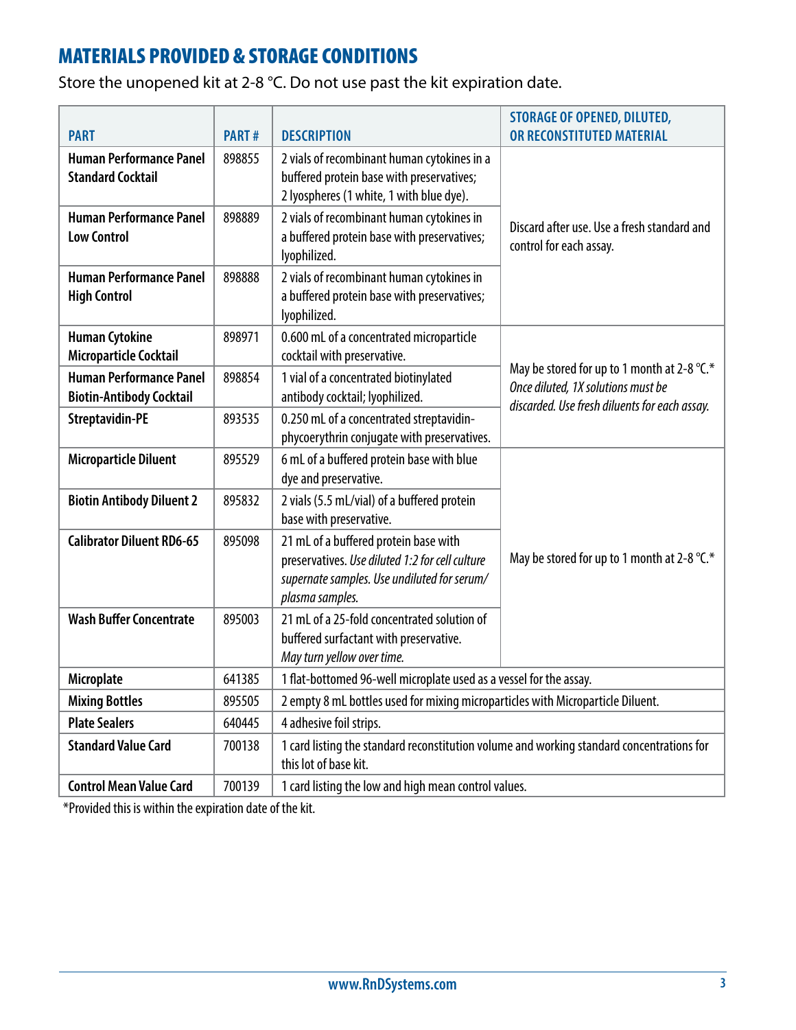## MATERIALS PROVIDED & STORAGE CONDITIONS

Store the unopened kit at 2-8 °C. Do not use past the kit expiration date.

| PART | PART # | DESCRIPTION | STORAGE OF OPENED, DILUTED, OR RECONSTITUTED MATERIAL |
|---|---|---|---|
| **Human Performance Panel Standard Cocktail** | 898855 | 2 vials of recombinant human cytokines in a buffered protein base with preservatives; 2 lyospheres (1 white, 1 with blue dye). | Discard after use. Use a fresh standard and control for each assay. |
| **Human Performance Panel Low Control** | 898889 | 2 vials of recombinant human cytokines in a buffered protein base with preservatives; lyophilized. | |
| **Human Performance Panel High Control** | 898888 | 2 vials of recombinant human cytokines in a buffered protein base with preservatives; lyophilized. | |
| **Human Cytokine Microparticle Cocktail** | 898971 | 0.600 mL of a concentrated microparticle cocktail with preservative. | May be stored for up to 1 month at 2-8 °C.* *Once diluted, 1X solutions must be discarded. Use fresh diluents for each assay.* |
| **Human Performance Panel Biotin-Antibody Cocktail** | 898854 | 1 vial of a concentrated biotinylated antibody cocktail; lyophilized. | |
| **Streptavidin-PE** | 893535 | 0.250 mL of a concentrated streptavidin-phycoerythrin conjugate with preservatives. | |
| **Microparticle Diluent** | 895529 | 6 mL of a buffered protein base with blue dye and preservative. | May be stored for up to 1 month at 2-8 °C.* |
| **Biotin Antibody Diluent 2** | 895832 | 2 vials (5.5 mL/vial) of a buffered protein base with preservative. | |
| **Calibrator Diluent RD6-65** | 895098 | 21 mL of a buffered protein base with preservatives. *Use diluted 1:2 for cell culture supernate samples. Use undiluted for serum/plasma samples.* | |
| **Wash Buffer Concentrate** | 895003 | 21 mL of a 25-fold concentrated solution of buffered surfactant with preservative. *May turn yellow over time.* | |
| **Microplate** | 641385 | 1 flat-bottomed 96-well microplate used as a vessel for the assay. | |
| **Mixing Bottles** | 895505 | 2 empty 8 mL bottles used for mixing microparticles with Microparticle Diluent. | |
| **Plate Sealers** | 640445 | 4 adhesive foil strips. | |
| **Standard Value Card** | 700138 | 1 card listing the standard reconstitution volume and working standard concentrations for this lot of base kit. | |
| **Control Mean Value Card** | 700139 | 1 card listing the low and high mean control values. | |

*Provided this is within the expiration date of the kit.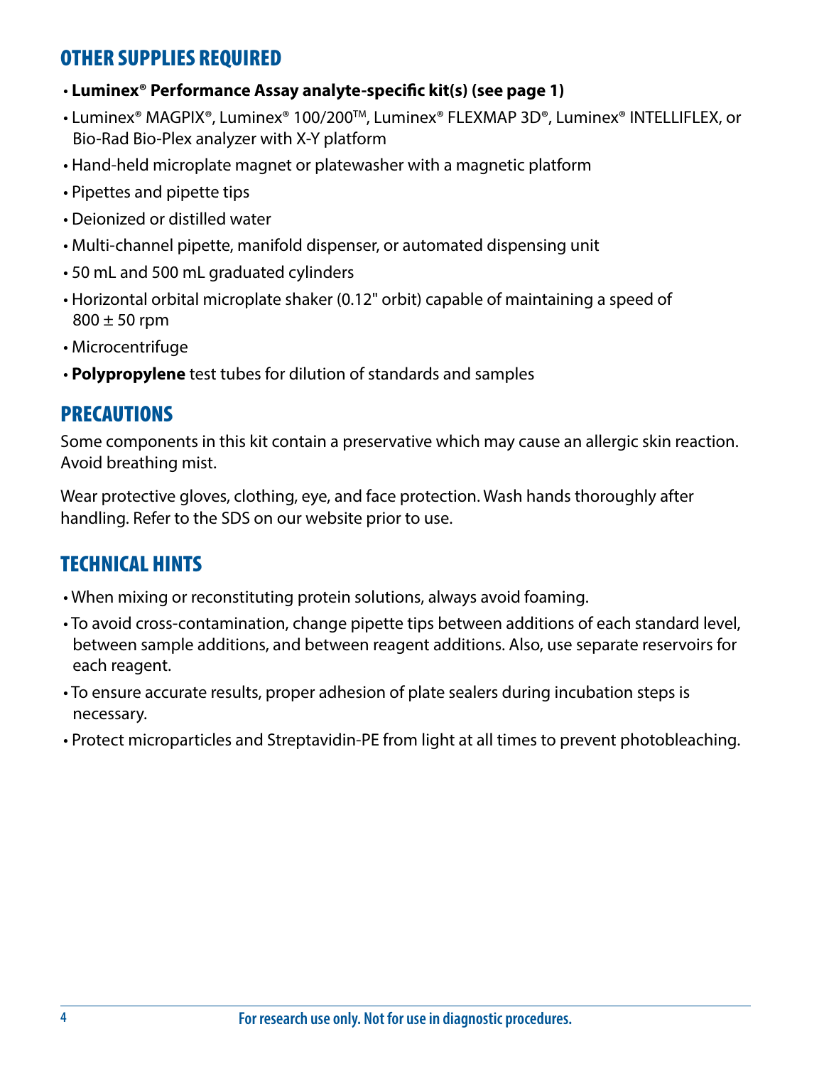## OTHER SUPPLIES REQUIRED

- **Luminex® Performance Assay analyte-specific kit(s) (see page 1)**
- Luminex® MAGPIX®, Luminex® 100/200™, Luminex® FLEXMAP 3D®, Luminex® INTELLIFLEX, or Bio-Rad Bio-Plex analyzer with X-Y platform
- Hand-held microplate magnet or platewasher with a magnetic platform
- Pipettes and pipette tips
- Deionized or distilled water
- Multi-channel pipette, manifold dispenser, or automated dispensing unit
- 50 mL and 500 mL graduated cylinders
- Horizontal orbital microplate shaker (0.12" orbit) capable of maintaining a speed of 800 ± 50 rpm
- Microcentrifuge
- **Polypropylene** test tubes for dilution of standards and samples

## PRECAUTIONS

Some components in this kit contain a preservative which may cause an allergic skin reaction. Avoid breathing mist.

Wear protective gloves, clothing, eye, and face protection. Wash hands thoroughly after handling. Refer to the SDS on our website prior to use.

## TECHNICAL HINTS

- When mixing or reconstituting protein solutions, always avoid foaming.
- To avoid cross-contamination, change pipette tips between additions of each standard level, between sample additions, and between reagent additions. Also, use separate reservoirs for each reagent.
- To ensure accurate results, proper adhesion of plate sealers during incubation steps is necessary.
- Protect microparticles and Streptavidin-PE from light at all times to prevent photobleaching.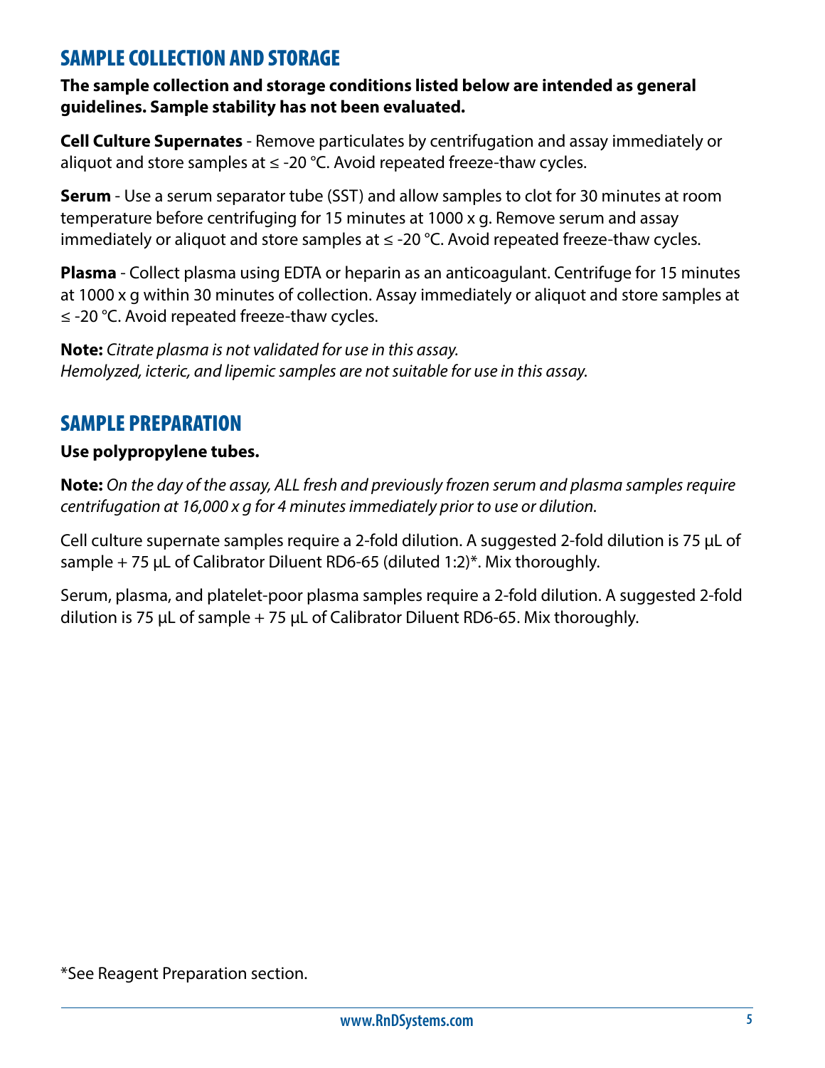## SAMPLE COLLECTION AND STORAGE

**The sample collection and storage conditions listed below are intended as general guidelines. Sample stability has not been evaluated.**

**Cell Culture Supernates** - Remove particulates by centrifugation and assay immediately or aliquot and store samples at ≤ -20 °C. Avoid repeated freeze-thaw cycles.

**Serum** - Use a serum separator tube (SST) and allow samples to clot for 30 minutes at room temperature before centrifuging for 15 minutes at 1000 x g. Remove serum and assay immediately or aliquot and store samples at ≤ -20 °C. Avoid repeated freeze-thaw cycles.

**Plasma** - Collect plasma using EDTA or heparin as an anticoagulant. Centrifuge for 15 minutes at 1000 x g within 30 minutes of collection. Assay immediately or aliquot and store samples at ≤ -20 °C. Avoid repeated freeze-thaw cycles.

**Note:** *Citrate plasma is not validated for use in this assay.*
*Hemolyzed, icteric, and lipemic samples are not suitable for use in this assay.*

## SAMPLE PREPARATION

**Use polypropylene tubes.**

**Note:** *On the day of the assay, ALL fresh and previously frozen serum and plasma samples require centrifugation at 16,000 x g for 4 minutes immediately prior to use or dilution.*

Cell culture supernate samples require a 2-fold dilution. A suggested 2-fold dilution is 75 µL of sample + 75 µL of Calibrator Diluent RD6-65 (diluted 1:2)*. Mix thoroughly.

Serum, plasma, and platelet-poor plasma samples require a 2-fold dilution. A suggested 2-fold dilution is 75 µL of sample + 75 µL of Calibrator Diluent RD6-65. Mix thoroughly.

*See Reagent Preparation section.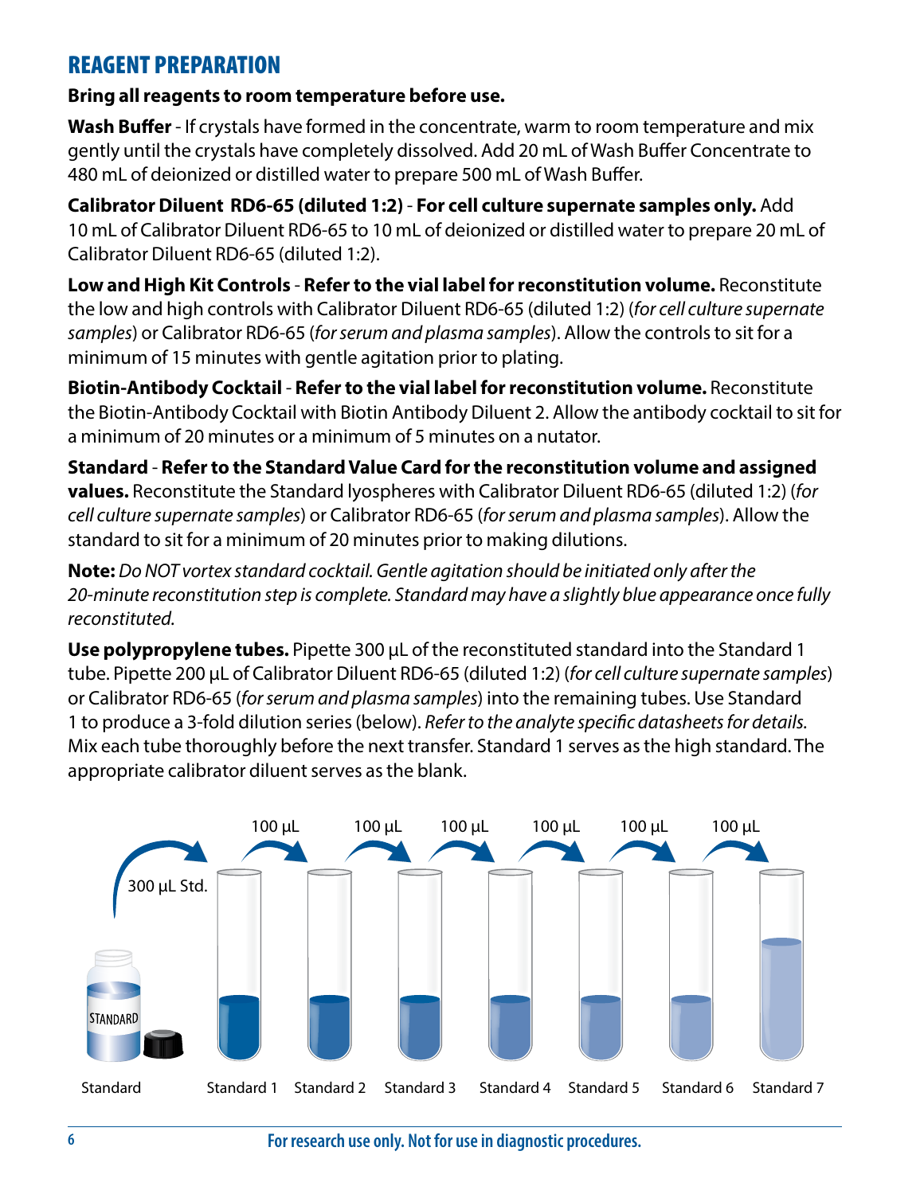## REAGENT PREPARATION

**Bring all reagents to room temperature before use.**

**Wash Buffer** - If crystals have formed in the concentrate, warm to room temperature and mix gently until the crystals have completely dissolved. Add 20 mL of Wash Buffer Concentrate to 480 mL of deionized or distilled water to prepare 500 mL of Wash Buffer.

**Calibrator Diluent RD6-65 (diluted 1:2)** - **For cell culture supernate samples only.** Add 10 mL of Calibrator Diluent RD6-65 to 10 mL of deionized or distilled water to prepare 20 mL of Calibrator Diluent RD6-65 (diluted 1:2).

**Low and High Kit Controls** - **Refer to the vial label for reconstitution volume.** Reconstitute the low and high controls with Calibrator Diluent RD6-65 (diluted 1:2) (*for cell culture supernate samples*) or Calibrator RD6-65 (*for serum and plasma samples*). Allow the controls to sit for a minimum of 15 minutes with gentle agitation prior to plating.

**Biotin-Antibody Cocktail** - **Refer to the vial label for reconstitution volume.** Reconstitute the Biotin-Antibody Cocktail with Biotin Antibody Diluent 2. Allow the antibody cocktail to sit for a minimum of 20 minutes or a minimum of 5 minutes on a nutator.

**Standard** - **Refer to the Standard Value Card for the reconstitution volume and assigned values.** Reconstitute the Standard lyospheres with Calibrator Diluent RD6-65 (diluted 1:2) (*for cell culture supernate samples*) or Calibrator RD6-65 (*for serum and plasma samples*). Allow the standard to sit for a minimum of 20 minutes prior to making dilutions.

**Note:** *Do NOT vortex standard cocktail. Gentle agitation should be initiated only after the 20-minute reconstitution step is complete. Standard may have a slightly blue appearance once fully reconstituted.*

**Use polypropylene tubes.** Pipette 300 µL of the reconstituted standard into the Standard 1 tube. Pipette 200 µL of Calibrator Diluent RD6-65 (diluted 1:2) (*for cell culture supernate samples*) or Calibrator RD6-65 (*for serum and plasma samples*) into the remaining tubes. Use Standard 1 to produce a 3-fold dilution series (below). *Refer to the analyte specific datasheets for details.* Mix each tube thoroughly before the next transfer. Standard 1 serves as the high standard. The appropriate calibrator diluent serves as the blank.

300 µL Std. → Standard 1 → 100 µL → Standard 2 → 100 µL → Standard 3 → 100 µL → Standard 4 → 100 µL → Standard 5 → 100 µL → Standard 6 → 100 µL → Standard 7

For research use only. Not for use in diagnostic procedures.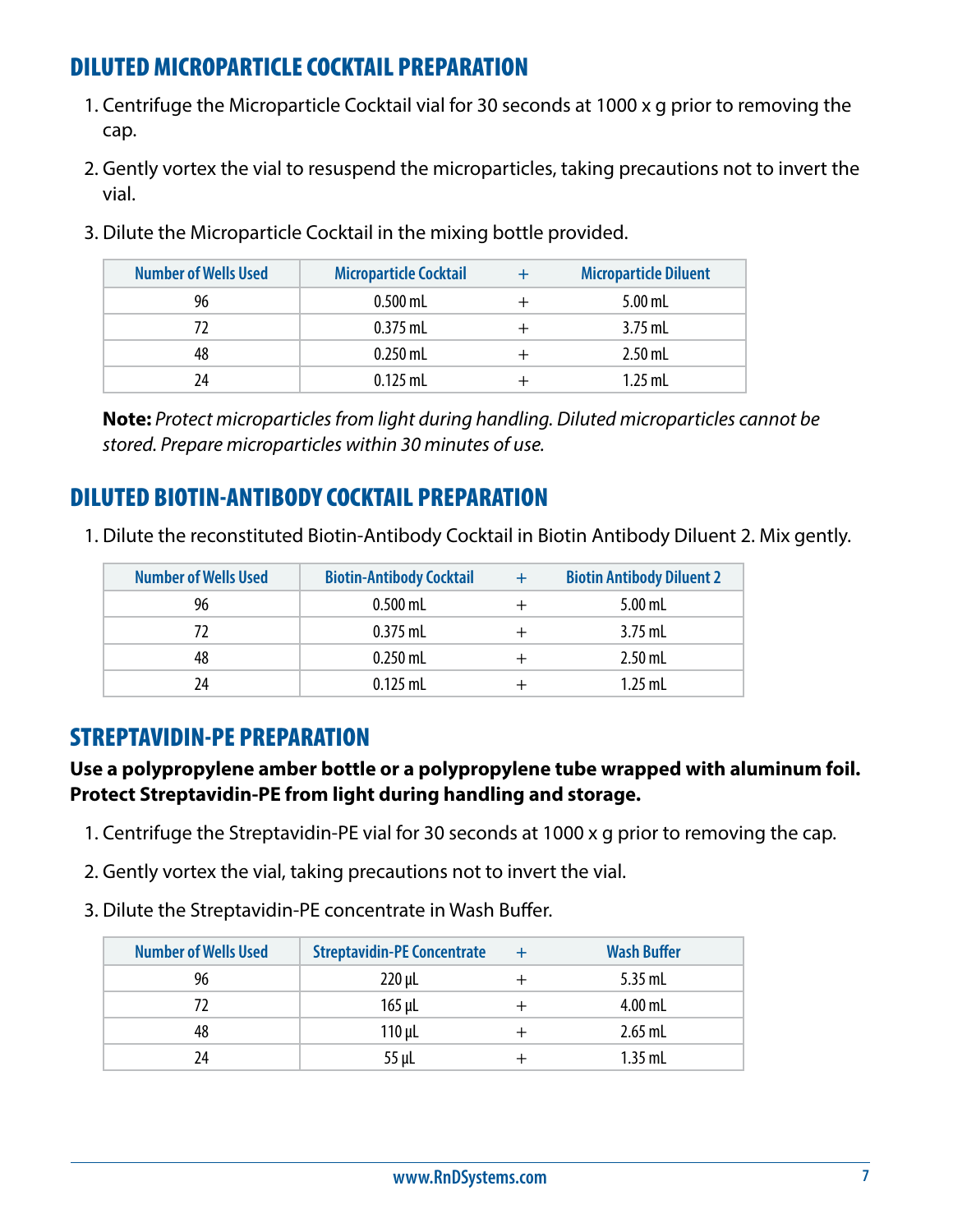## DILUTED MICROPARTICLE COCKTAIL PREPARATION

1. Centrifuge the Microparticle Cocktail vial for 30 seconds at 1000 x g prior to removing the cap.
2. Gently vortex the vial to resuspend the microparticles, taking precautions not to invert the vial.
3. Dilute the Microparticle Cocktail in the mixing bottle provided.

| Number of Wells Used | Microparticle Cocktail | + | Microparticle Diluent |
|---|---|---|---|
| 96 | 0.500 mL | + | 5.00 mL |
| 72 | 0.375 mL | + | 3.75 mL |
| 48 | 0.250 mL | + | 2.50 mL |
| 24 | 0.125 mL | + | 1.25 mL |

**Note:** *Protect microparticles from light during handling. Diluted microparticles cannot be stored. Prepare microparticles within 30 minutes of use.*

## DILUTED BIOTIN-ANTIBODY COCKTAIL PREPARATION

1. Dilute the reconstituted Biotin-Antibody Cocktail in Biotin Antibody Diluent 2. Mix gently.

| Number of Wells Used | Biotin-Antibody Cocktail | + | Biotin Antibody Diluent 2 |
|---|---|---|---|
| 96 | 0.500 mL | + | 5.00 mL |
| 72 | 0.375 mL | + | 3.75 mL |
| 48 | 0.250 mL | + | 2.50 mL |
| 24 | 0.125 mL | + | 1.25 mL |

## STREPTAVIDIN-PE PREPARATION

**Use a polypropylene amber bottle or a polypropylene tube wrapped with aluminum foil. Protect Streptavidin-PE from light during handling and storage.**

1. Centrifuge the Streptavidin-PE vial for 30 seconds at 1000 x g prior to removing the cap.
2. Gently vortex the vial, taking precautions not to invert the vial.
3. Dilute the Streptavidin-PE concentrate in Wash Buffer.

| Number of Wells Used | Streptavidin-PE Concentrate | + | Wash Buffer |
|---|---|---|---|
| 96 | 220 μL | + | 5.35 mL |
| 72 | 165 μL | + | 4.00 mL |
| 48 | 110 μL | + | 2.65 mL |
| 24 | 55 μL | + | 1.35 mL |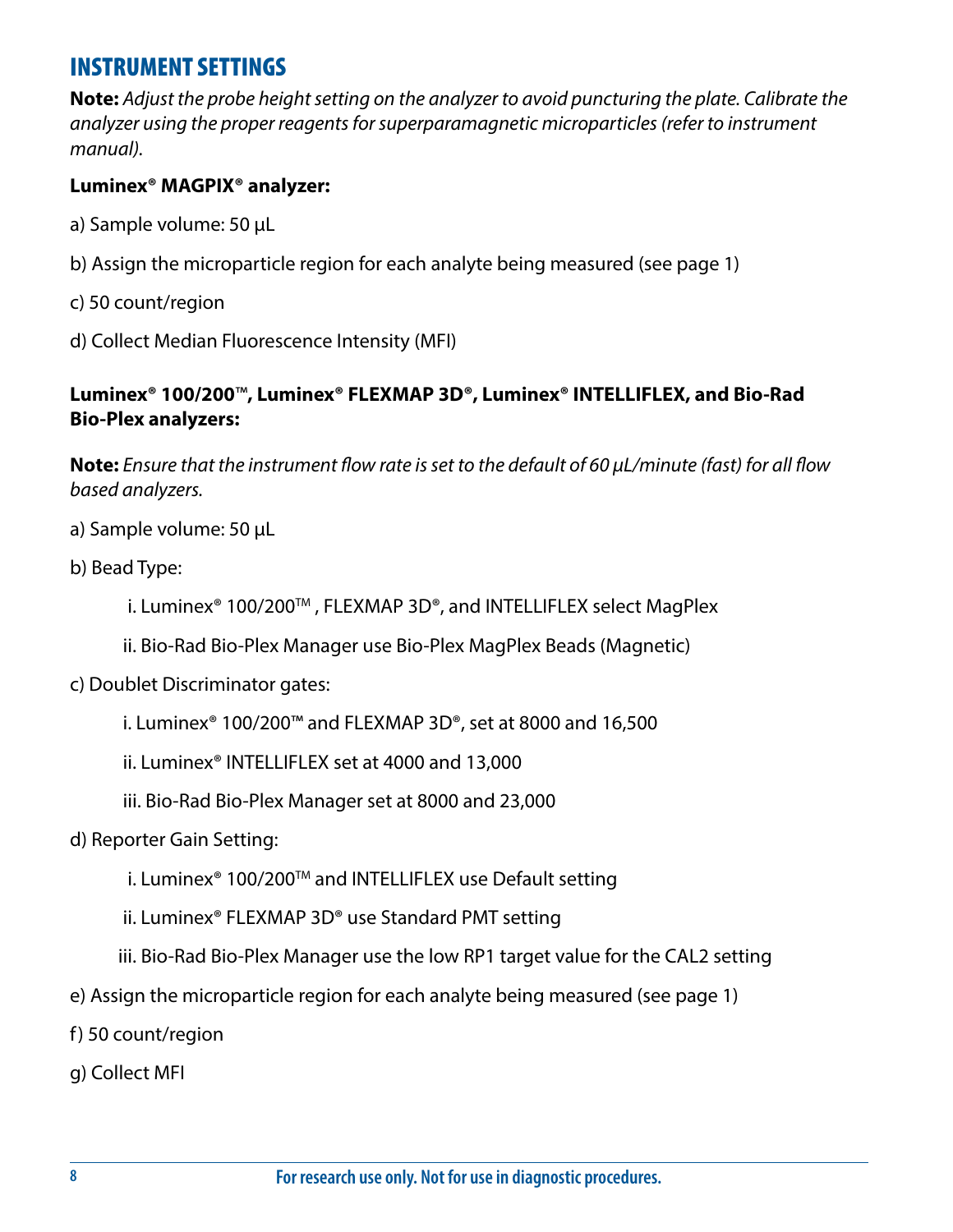## INSTRUMENT SETTINGS

**Note:** *Adjust the probe height setting on the analyzer to avoid puncturing the plate. Calibrate the analyzer using the proper reagents for superparamagnetic microparticles (refer to instrument manual).*

**Luminex® MAGPIX® analyzer:**

a) Sample volume: 50 µL

b) Assign the microparticle region for each analyte being measured (see page 1)

c) 50 count/region

d) Collect Median Fluorescence Intensity (MFI)

**Luminex® 100/200™, Luminex® FLEXMAP 3D®, Luminex® INTELLIFLEX, and Bio-Rad Bio-Plex analyzers:**

**Note:** *Ensure that the instrument flow rate is set to the default of 60 µL/minute (fast) for all flow based analyzers.*

a) Sample volume: 50 µL

b) Bead Type:

- i. Luminex® 100/200™ , FLEXMAP 3D®, and INTELLIFLEX select MagPlex
- ii. Bio-Rad Bio-Plex Manager use Bio-Plex MagPlex Beads (Magnetic)

c) Doublet Discriminator gates:

- i. Luminex® 100/200™ and FLEXMAP 3D®, set at 8000 and 16,500
- ii. Luminex® INTELLIFLEX set at 4000 and 13,000
- iii. Bio-Rad Bio-Plex Manager set at 8000 and 23,000

d) Reporter Gain Setting:

- i. Luminex® 100/200™ and INTELLIFLEX use Default setting
- ii. Luminex® FLEXMAP 3D® use Standard PMT setting
- iii. Bio-Rad Bio-Plex Manager use the low RP1 target value for the CAL2 setting

e) Assign the microparticle region for each analyte being measured (see page 1)

f) 50 count/region

g) Collect MFI

For research use only. Not for use in diagnostic procedures.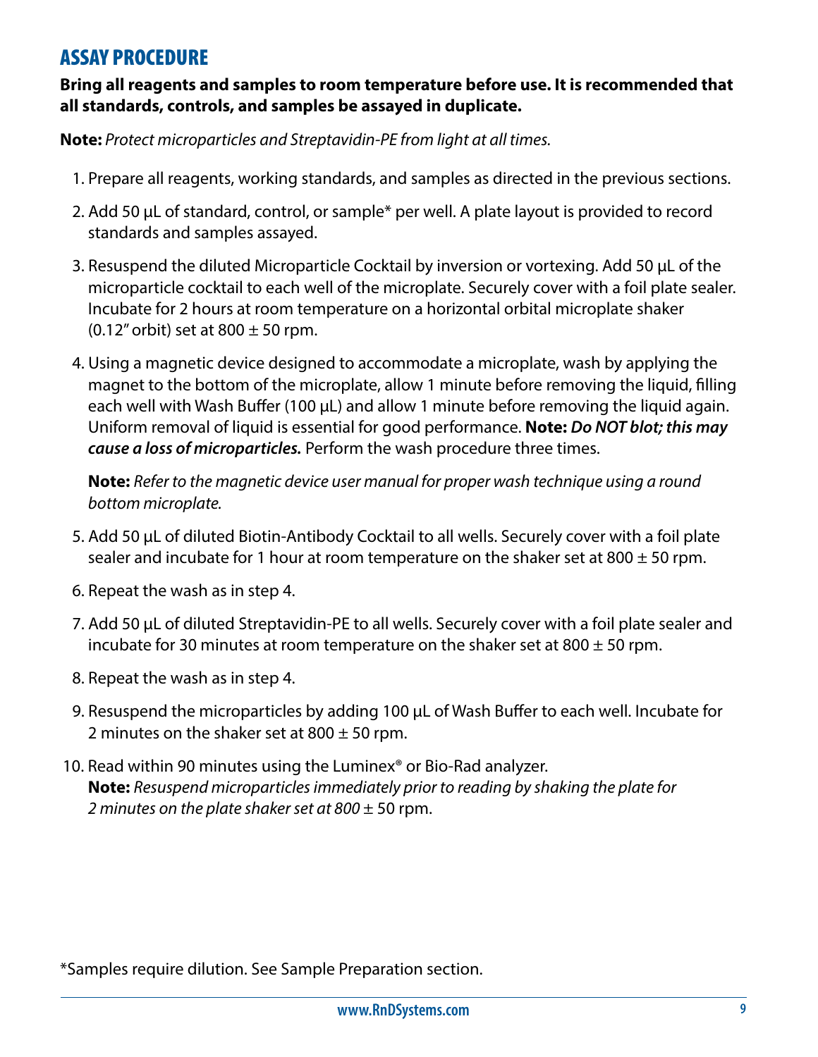## ASSAY PROCEDURE

**Bring all reagents and samples to room temperature before use. It is recommended that all standards, controls, and samples be assayed in duplicate.**

**Note:** *Protect microparticles and Streptavidin-PE from light at all times.*

1. Prepare all reagents, working standards, and samples as directed in the previous sections.
2. Add 50 µL of standard, control, or sample* per well. A plate layout is provided to record standards and samples assayed.
3. Resuspend the diluted Microparticle Cocktail by inversion or vortexing. Add 50 µL of the microparticle cocktail to each well of the microplate. Securely cover with a foil plate sealer. Incubate for 2 hours at room temperature on a horizontal orbital microplate shaker (0.12" orbit) set at 800 ± 50 rpm.
4. Using a magnetic device designed to accommodate a microplate, wash by applying the magnet to the bottom of the microplate, allow 1 minute before removing the liquid, filling each well with Wash Buffer (100 µL) and allow 1 minute before removing the liquid again. Uniform removal of liquid is essential for good performance. **Note:** ***Do NOT blot; this may cause a loss of microparticles.*** Perform the wash procedure three times.

   **Note:** *Refer to the magnetic device user manual for proper wash technique using a round bottom microplate.*

5. Add 50 µL of diluted Biotin-Antibody Cocktail to all wells. Securely cover with a foil plate sealer and incubate for 1 hour at room temperature on the shaker set at 800 ± 50 rpm.
6. Repeat the wash as in step 4.
7. Add 50 µL of diluted Streptavidin-PE to all wells. Securely cover with a foil plate sealer and incubate for 30 minutes at room temperature on the shaker set at 800 ± 50 rpm.
8. Repeat the wash as in step 4.
9. Resuspend the microparticles by adding 100 µL of Wash Buffer to each well. Incubate for 2 minutes on the shaker set at 800 ± 50 rpm.
10. Read within 90 minutes using the Luminex® or Bio-Rad analyzer.
    **Note:** *Resuspend microparticles immediately prior to reading by shaking the plate for 2 minutes on the plate shaker set at 800* ± 50 rpm.

*Samples require dilution. See Sample Preparation section.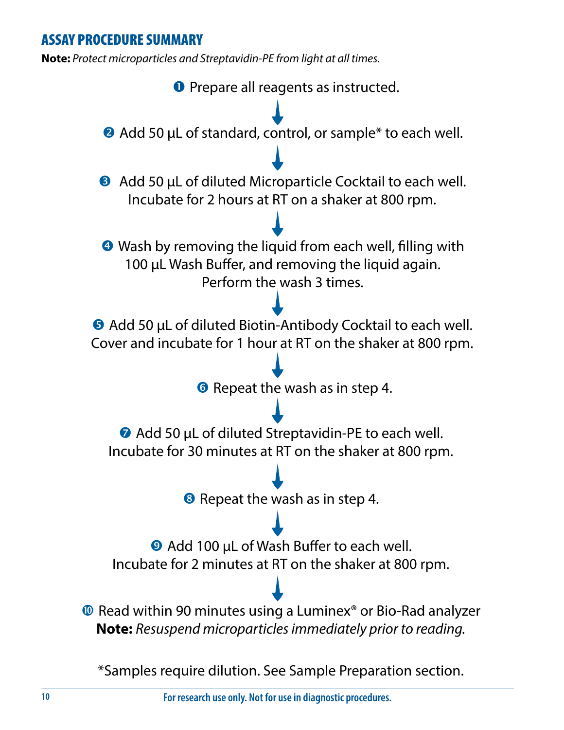## ASSAY PROCEDURE SUMMARY

**Note:** *Protect microparticles and Streptavidin-PE from light at all times.*

1. Prepare all reagents as instructed.

↓

2. Add 50 µL of standard, control, or sample* to each well.

↓

3. Add 50 µL of diluted Microparticle Cocktail to each well. Incubate for 2 hours at RT on a shaker at 800 rpm.

↓

4. Wash by removing the liquid from each well, filling with 100 µL Wash Buffer, and removing the liquid again. Perform the wash 3 times.

↓

5. Add 50 µL of diluted Biotin-Antibody Cocktail to each well. Cover and incubate for 1 hour at RT on the shaker at 800 rpm.

↓

6. Repeat the wash as in step 4.

↓

7. Add 50 µL of diluted Streptavidin-PE to each well. Incubate for 30 minutes at RT on the shaker at 800 rpm.

↓

8. Repeat the wash as in step 4.

↓

9. Add 100 µL of Wash Buffer to each well. Incubate for 2 minutes at RT on the shaker at 800 rpm.

↓

10. Read within 90 minutes using a Luminex® or Bio-Rad analyzer
    **Note:** *Resuspend microparticles immediately prior to reading.*

*Samples require dilution. See Sample Preparation section.

For research use only. Not for use in diagnostic procedures.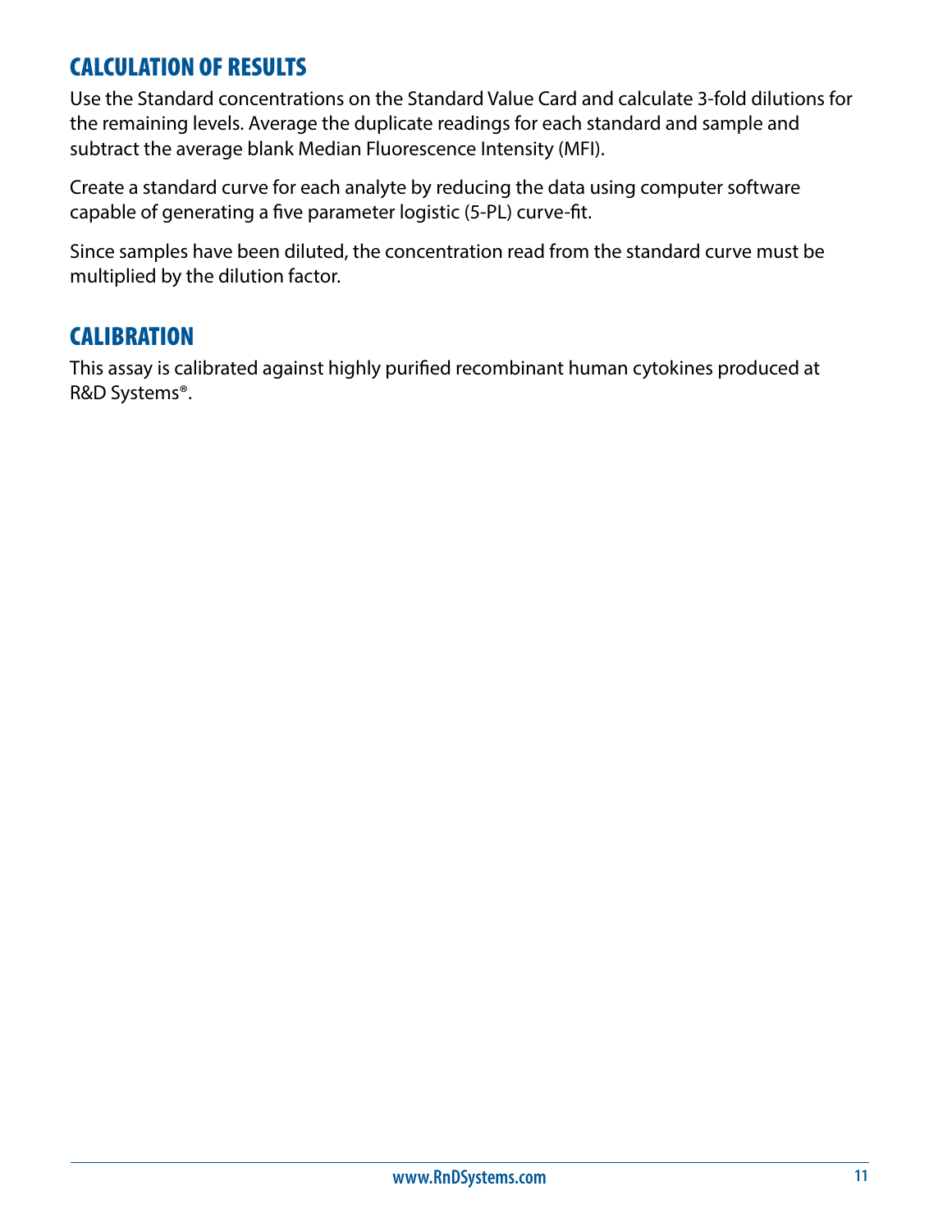## CALCULATION OF RESULTS

Use the Standard concentrations on the Standard Value Card and calculate 3-fold dilutions for the remaining levels. Average the duplicate readings for each standard and sample and subtract the average blank Median Fluorescence Intensity (MFI).

Create a standard curve for each analyte by reducing the data using computer software capable of generating a five parameter logistic (5-PL) curve-fit.

Since samples have been diluted, the concentration read from the standard curve must be multiplied by the dilution factor.

## CALIBRATION

This assay is calibrated against highly purified recombinant human cytokines produced at R&D Systems®.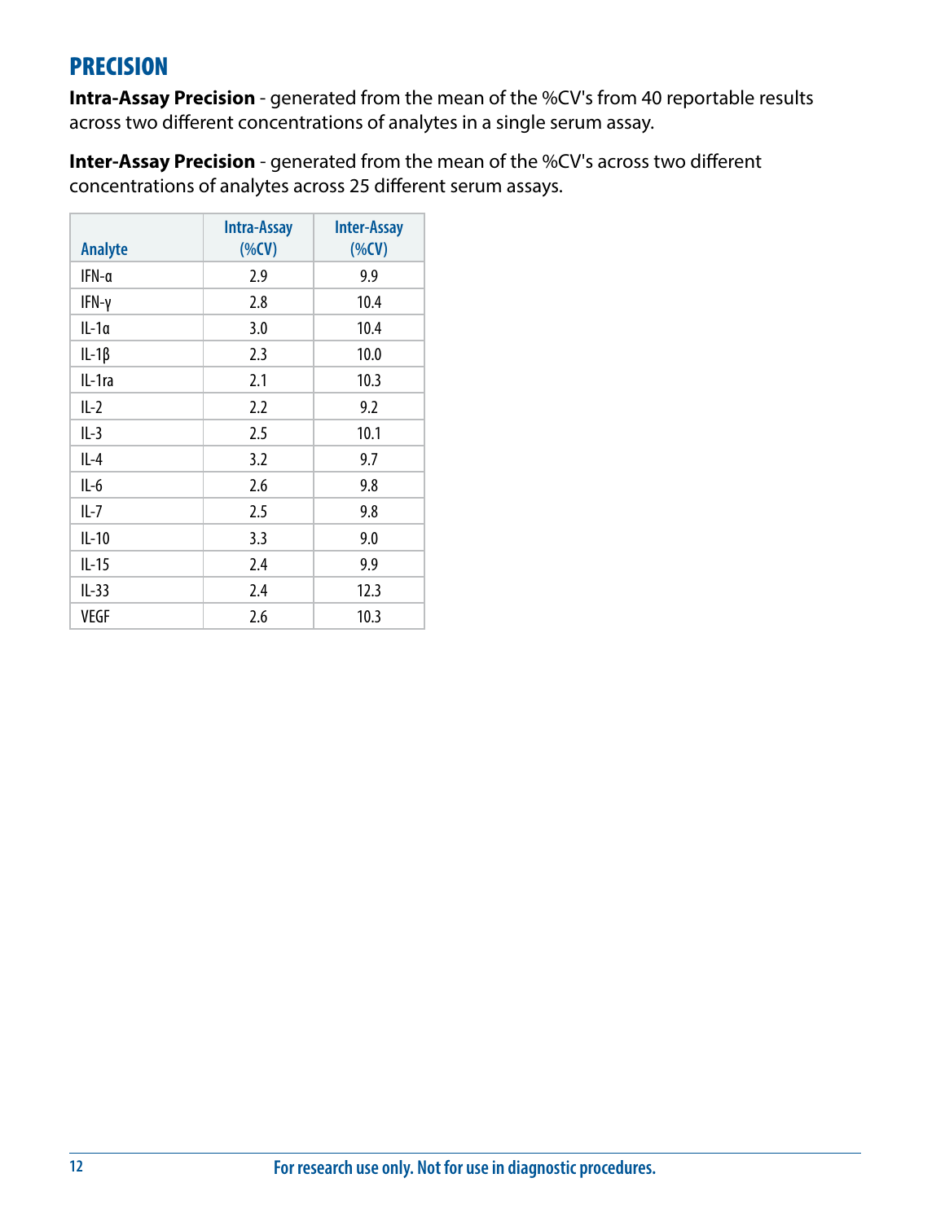## PRECISION

**Intra-Assay Precision** - generated from the mean of the %CV's from 40 reportable results across two different concentrations of analytes in a single serum assay.

**Inter-Assay Precision** - generated from the mean of the %CV's across two different concentrations of analytes across 25 different serum assays.

| Analyte | Intra-Assay (%CV) | Inter-Assay (%CV) |
|---|---|---|
| IFN-α | 2.9 | 9.9 |
| IFN-γ | 2.8 | 10.4 |
| IL-1α | 3.0 | 10.4 |
| IL-1β | 2.3 | 10.0 |
| IL-1ra | 2.1 | 10.3 |
| IL-2 | 2.2 | 9.2 |
| IL-3 | 2.5 | 10.1 |
| IL-4 | 3.2 | 9.7 |
| IL-6 | 2.6 | 9.8 |
| IL-7 | 2.5 | 9.8 |
| IL-10 | 3.3 | 9.0 |
| IL-15 | 2.4 | 9.9 |
| IL-33 | 2.4 | 12.3 |
| VEGF | 2.6 | 10.3 |

For research use only. Not for use in diagnostic procedures.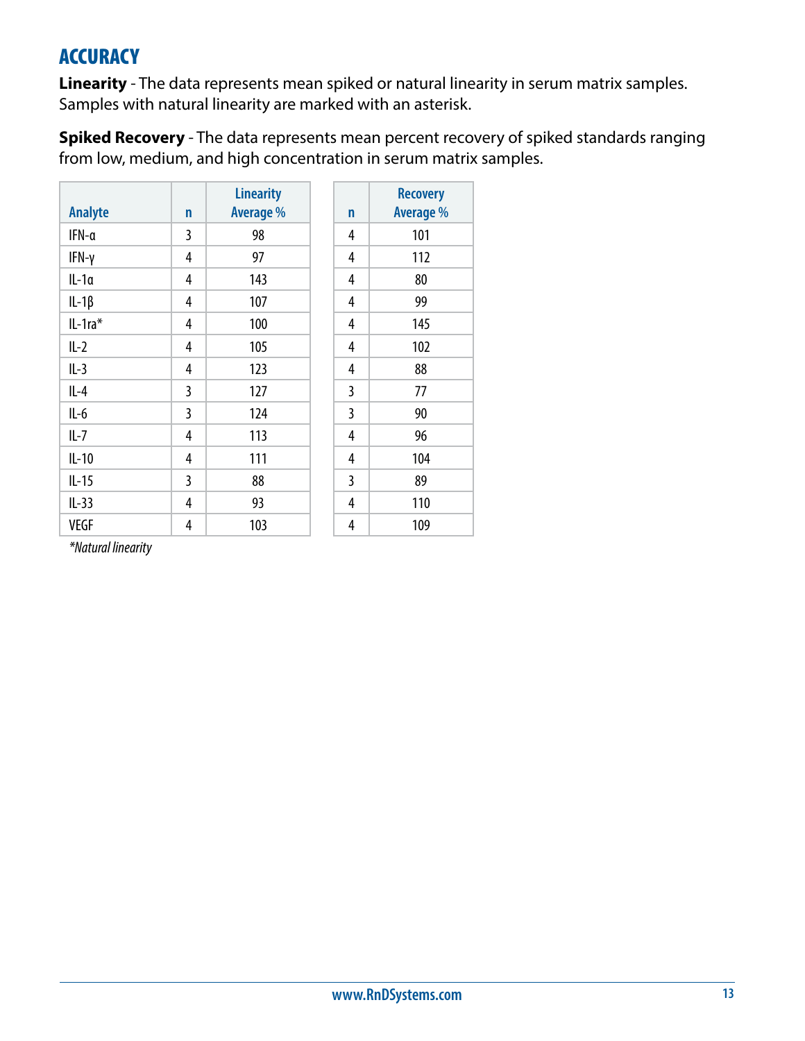## ACCURACY

**Linearity** - The data represents mean spiked or natural linearity in serum matrix samples. Samples with natural linearity are marked with an asterisk.

**Spiked Recovery** - The data represents mean percent recovery of spiked standards ranging from low, medium, and high concentration in serum matrix samples.

| Analyte | n | Linearity Average % | n | Recovery Average % |
|---|---|---|---|---|
| IFN-α | 3 | 98 | 4 | 101 |
| IFN-γ | 4 | 97 | 4 | 112 |
| IL-1α | 4 | 143 | 4 | 80 |
| IL-1β | 4 | 107 | 4 | 99 |
| IL-1ra* | 4 | 100 | 4 | 145 |
| IL-2 | 4 | 105 | 4 | 102 |
| IL-3 | 4 | 123 | 4 | 88 |
| IL-4 | 3 | 127 | 3 | 77 |
| IL-6 | 3 | 124 | 3 | 90 |
| IL-7 | 4 | 113 | 4 | 96 |
| IL-10 | 4 | 111 | 4 | 104 |
| IL-15 | 3 | 88 | 3 | 89 |
| IL-33 | 4 | 93 | 4 | 110 |
| VEGF | 4 | 103 | 4 | 109 |

*\*Natural linearity*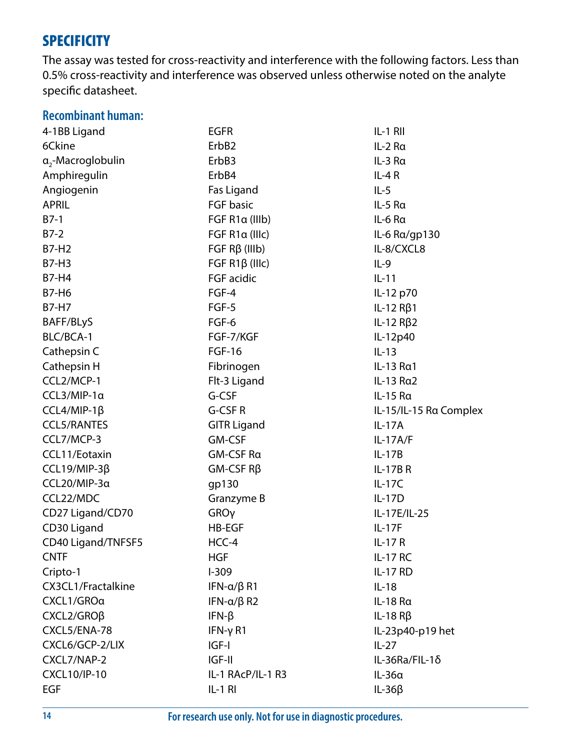## SPECIFICITY

The assay was tested for cross-reactivity and interference with the following factors. Less than 0.5% cross-reactivity and interference was observed unless otherwise noted on the analyte specific datasheet.

### Recombinant human:

4-1BB Ligand
6Ckine
$\alpha_2$-Macroglobulin
Amphiregulin
Angiogenin
APRIL
B7-1
B7-2
B7-H2
B7-H3
B7-H4
B7-H6
B7-H7
BAFF/BLyS
BLC/BCA-1
Cathepsin C
Cathepsin H
CCL2/MCP-1
CCL3/MIP-1α
CCL4/MIP-1β
CCL5/RANTES
CCL7/MCP-3
CCL11/Eotaxin
CCL19/MIP-3β
CCL20/MIP-3α
CCL22/MDC
CD27 Ligand/CD70
CD30 Ligand
CD40 Ligand/TNFSF5
CNTF
Cripto-1
CX3CL1/Fractalkine
CXCL1/GROα
CXCL2/GROβ
CXCL5/ENA-78
CXCL6/GCP-2/LIX
CXCL7/NAP-2
CXCL10/IP-10
EGF
EGFR
ErbB2
ErbB3
ErbB4
Fas Ligand
FGF basic
FGF R1α (IIIb)
FGF R1α (IIIc)
FGF Rβ (IIIb)
FGF R1β (IIIc)
FGF acidic
FGF-4
FGF-5
FGF-6
FGF-7/KGF
FGF-16
Fibrinogen
Flt-3 Ligand
G-CSF
G-CSF R
GITR Ligand
GM-CSF
GM-CSF Rα
GM-CSF Rβ
gp130
Granzyme B
GROγ
HB-EGF
HCC-4
HGF
I-309
IFN-α/β R1
IFN-α/β R2
IFN-β
IFN-γ R1
IGF-I
IGF-II
IL-1 RAcP/IL-1 R3
IL-1 RI
IL-1 RII
IL-2 Rα
IL-3 Rα
IL-4 R
IL-5
IL-5 Rα
IL-6 Rα
IL-6 Rα/gp130
IL-8/CXCL8
IL-9
IL-11
IL-12 p70
IL-12 Rβ1
IL-12 Rβ2
IL-12p40
IL-13
IL-13 Rα1
IL-13 Rα2
IL-15 Rα
IL-15/IL-15 Rα Complex
IL-17A
IL-17A/F
IL-17B
IL-17B R
IL-17C
IL-17D
IL-17E/IL-25
IL-17F
IL-17 R
IL-17 RC
IL-17 RD
IL-18
IL-18 Rα
IL-18 Rβ
IL-23p40-p19 het
IL-27
IL-36Ra/FIL-1δ
IL-36α
IL-36β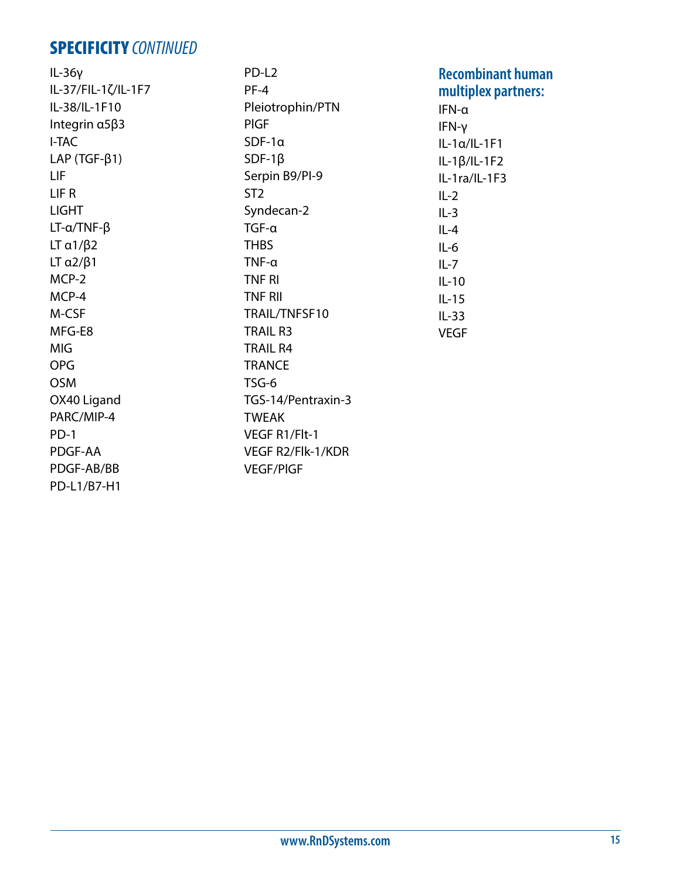## SPECIFICITY *CONTINUED*

IL-36γ
IL-37/FIL-1ζ/IL-1F7
IL-38/IL-1F10
Integrin α5β3
I-TAC
LAP (TGF-β1)
LIF
LIF R
LIGHT
LT-α/TNF-β
LT α1/β2
LT α2/β1
MCP-2
MCP-4
M-CSF
MFG-E8
MIG
OPG
OSM
OX40 Ligand
PARC/MIP-4
PD-1
PDGF-AA
PDGF-AB/BB
PD-L1/B7-H1
PD-L2
PF-4
Pleiotrophin/PTN
PlGF
SDF-1α
SDF-1β
Serpin B9/PI-9
ST2
Syndecan-2
TGF-α
THBS
TNF-α
TNF RI
TNF RII
TRAIL/TNFSF10
TRAIL R3
TRAIL R4
TRANCE
TSG-6
TGS-14/Pentraxin-3
TWEAK
VEGF R1/Flt-1
VEGF R2/Flk-1/KDR
VEGF/PlGF

### Recombinant human multiplex partners:

IFN-α
IFN-γ
IL-1α/IL-1F1
IL-1β/IL-1F2
IL-1ra/IL-1F3
IL-2
IL-3
IL-4
IL-6
IL-7
IL-10
IL-15
IL-33
VEGF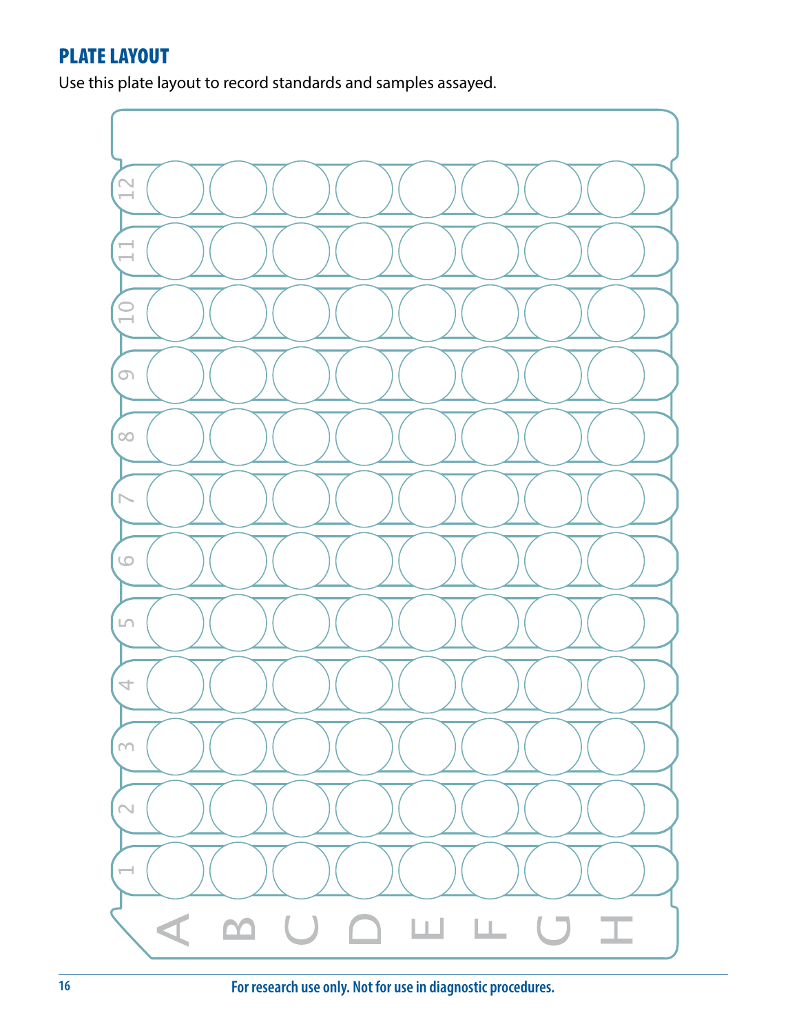## PLATE LAYOUT

Use this plate layout to record standards and samples assayed.

|   | 1 | 2 | 3 | 4 | 5 | 6 | 7 | 8 | 9 | 10 | 11 | 12 |
|---|---|---|---|---|---|---|---|---|---|---|---|---|
| A |   |   |   |   |   |   |   |   |   |   |   |   |
| B |   |   |   |   |   |   |   |   |   |   |   |   |
| C |   |   |   |   |   |   |   |   |   |   |   |   |
| D |   |   |   |   |   |   |   |   |   |   |   |   |
| E |   |   |   |   |   |   |   |   |   |   |   |   |
| F |   |   |   |   |   |   |   |   |   |   |   |   |
| G |   |   |   |   |   |   |   |   |   |   |   |   |
| H |   |   |   |   |   |   |   |   |   |   |   |   |

For research use only. Not for use in diagnostic procedures.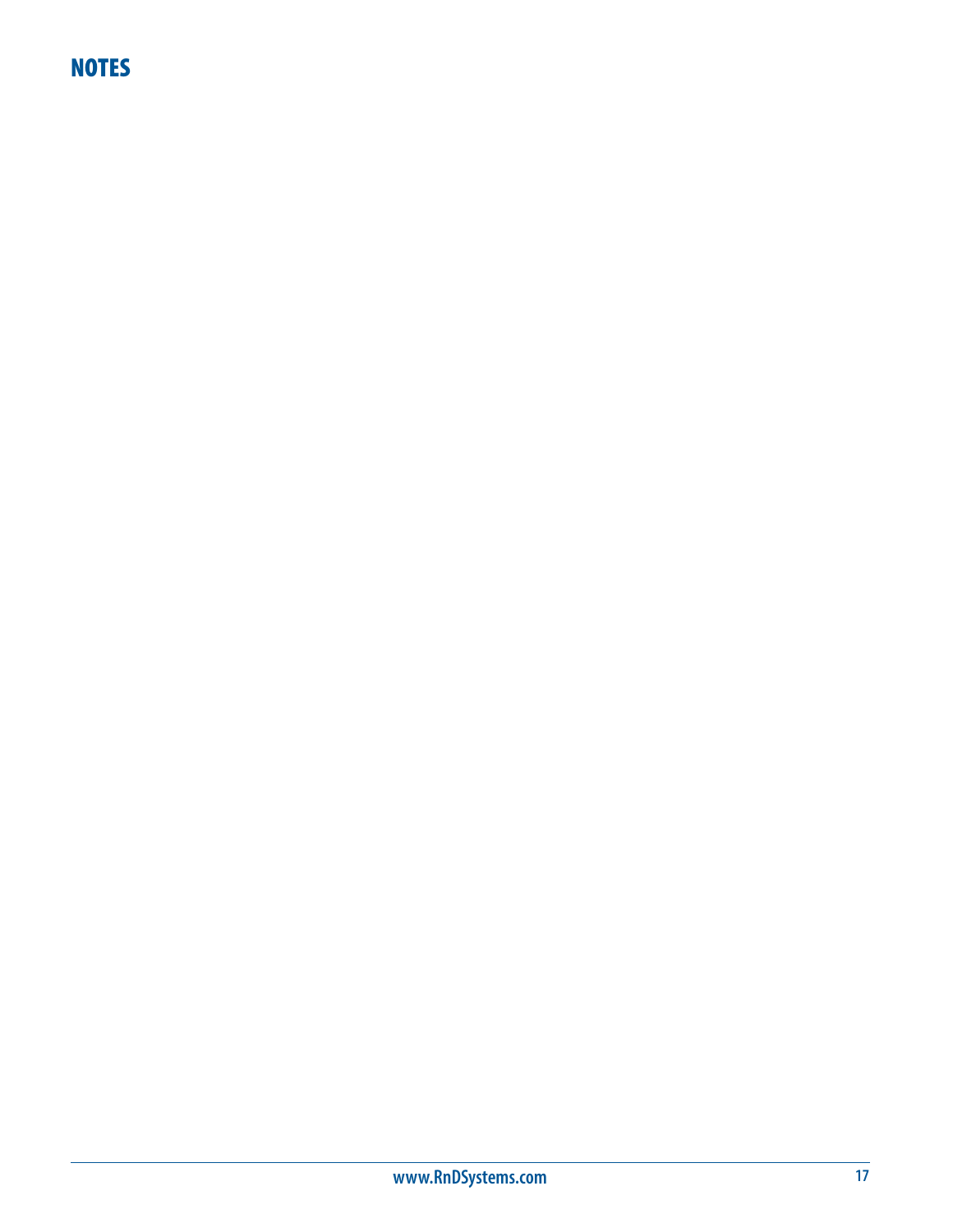# NOTES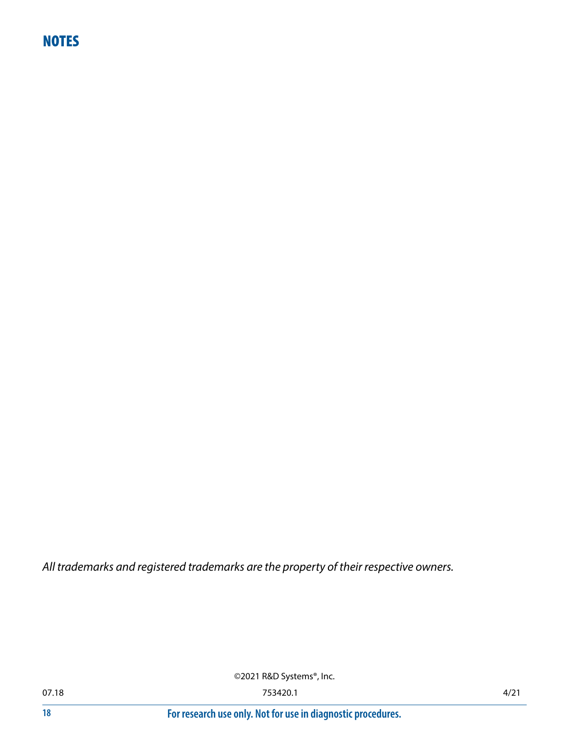## NOTES

*All trademarks and registered trademarks are the property of their respective owners.*

©2021 R&D Systems®, Inc.

07.18 753420.1 4/21

**For research use only. Not for use in diagnostic procedures.**